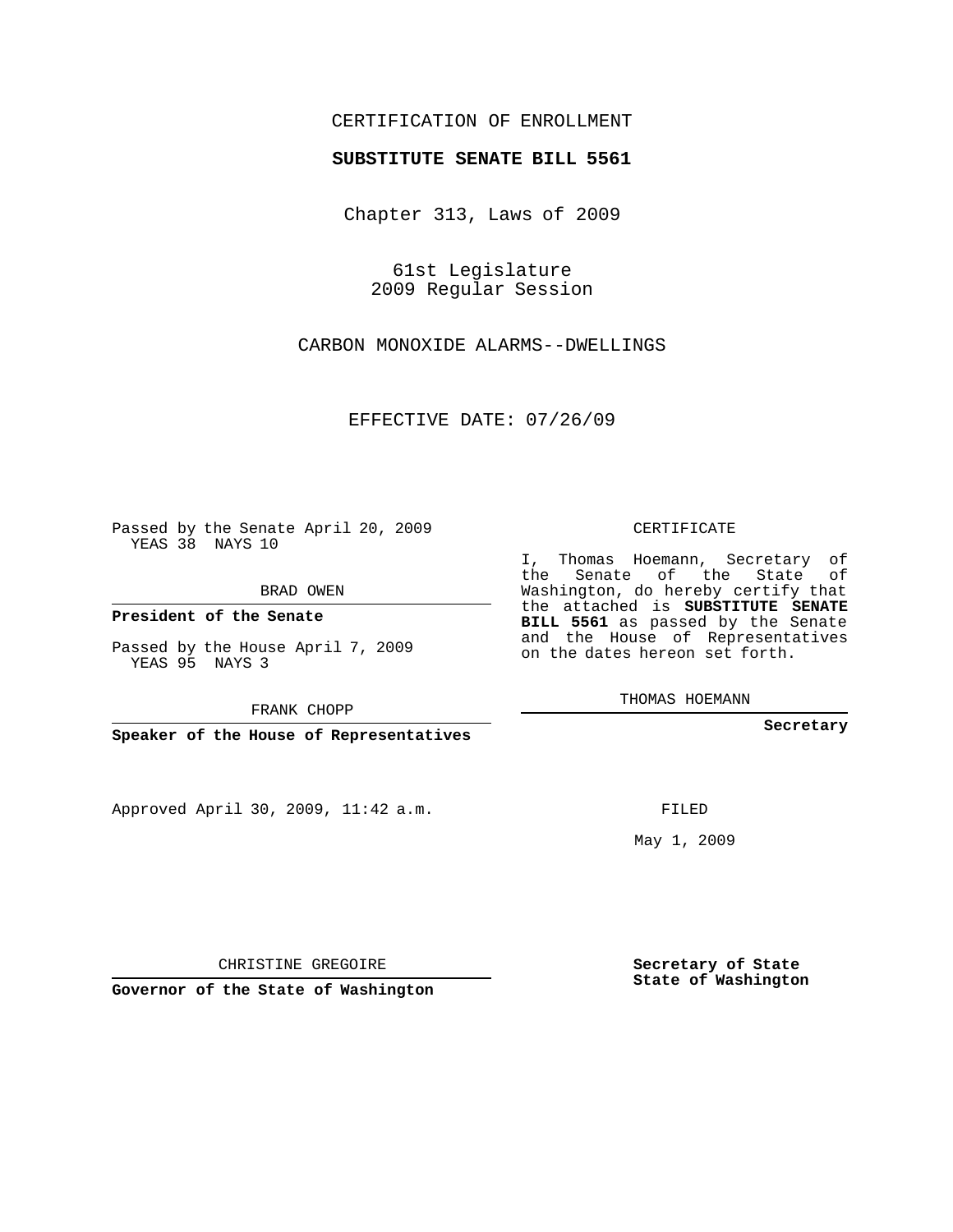CERTIFICATION OF ENROLLMENT

**SUBSTITUTE SENATE BILL 5561**

Chapter 313, Laws of 2009

61st Legislature
2009 Regular Session

CARBON MONOXIDE ALARMS--DWELLINGS

EFFECTIVE DATE: 07/26/09

Passed by the Senate April 20, 2009
YEAS 38 NAYS 10

BRAD OWEN

**President of the Senate**

Passed by the House April 7, 2009
YEAS 95 NAYS 3

FRANK CHOPP

**Speaker of the House of Representatives**

Approved April 30, 2009, 11:42 a.m.

CHRISTINE GREGOIRE

**Governor of the State of Washington**

CERTIFICATE

I, Thomas Hoemann, Secretary of the Senate of the State of Washington, do hereby certify that the attached is **SUBSTITUTE SENATE BILL 5561** as passed by the Senate and the House of Representatives on the dates hereon set forth.

THOMAS HOEMANN

**Secretary**

FILED

May 1, 2009

**Secretary of State**
**State of Washington**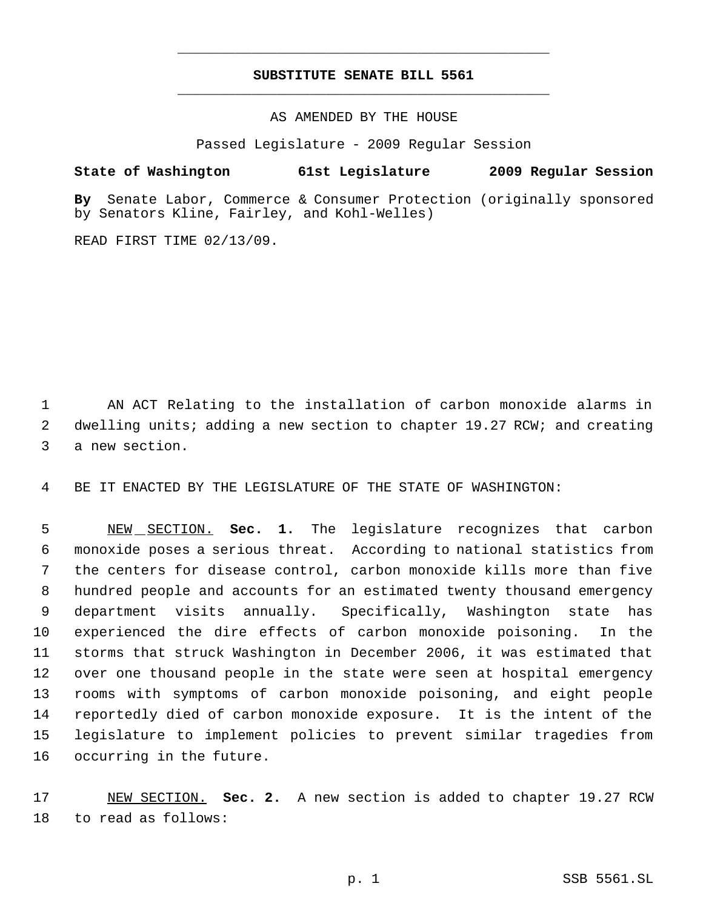# SUBSTITUTE SENATE BILL 5561

AS AMENDED BY THE HOUSE

Passed Legislature - 2009 Regular Session

**State of Washington 61st Legislature 2009 Regular Session**

**By** Senate Labor, Commerce & Consumer Protection (originally sponsored by Senators Kline, Fairley, and Kohl-Welles)

READ FIRST TIME 02/13/09.

AN ACT Relating to the installation of carbon monoxide alarms in dwelling units; adding a new section to chapter 19.27 RCW; and creating a new section.

BE IT ENACTED BY THE LEGISLATURE OF THE STATE OF WASHINGTON:

NEW SECTION. **Sec. 1.** The legislature recognizes that carbon monoxide poses a serious threat. According to national statistics from the centers for disease control, carbon monoxide kills more than five hundred people and accounts for an estimated twenty thousand emergency department visits annually. Specifically, Washington state has experienced the dire effects of carbon monoxide poisoning. In the storms that struck Washington in December 2006, it was estimated that over one thousand people in the state were seen at hospital emergency rooms with symptoms of carbon monoxide poisoning, and eight people reportedly died of carbon monoxide exposure. It is the intent of the legislature to implement policies to prevent similar tragedies from occurring in the future.

NEW SECTION. **Sec. 2.** A new section is added to chapter 19.27 RCW to read as follows: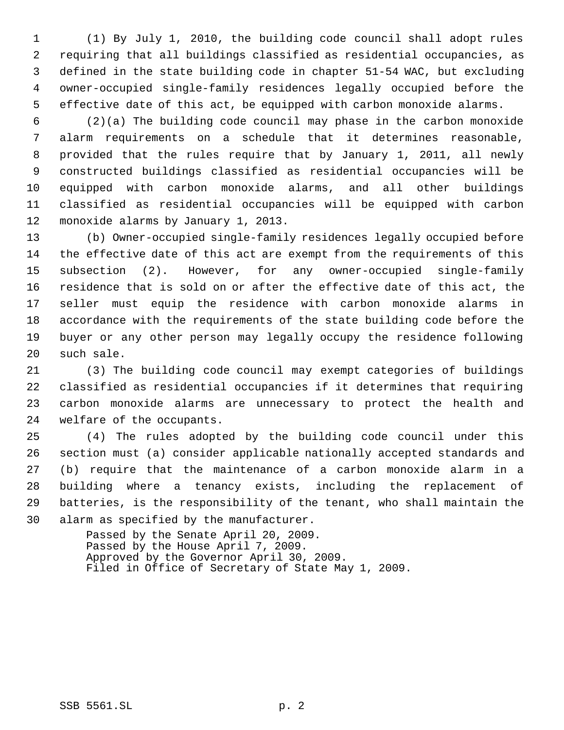(1) By July 1, 2010, the building code council shall adopt rules requiring that all buildings classified as residential occupancies, as defined in the state building code in chapter 51-54 WAC, but excluding owner-occupied single-family residences legally occupied before the effective date of this act, be equipped with carbon monoxide alarms.

(2)(a) The building code council may phase in the carbon monoxide alarm requirements on a schedule that it determines reasonable, provided that the rules require that by January 1, 2011, all newly constructed buildings classified as residential occupancies will be equipped with carbon monoxide alarms, and all other buildings classified as residential occupancies will be equipped with carbon monoxide alarms by January 1, 2013.

(b) Owner-occupied single-family residences legally occupied before the effective date of this act are exempt from the requirements of this subsection (2). However, for any owner-occupied single-family residence that is sold on or after the effective date of this act, the seller must equip the residence with carbon monoxide alarms in accordance with the requirements of the state building code before the buyer or any other person may legally occupy the residence following such sale.

(3) The building code council may exempt categories of buildings classified as residential occupancies if it determines that requiring carbon monoxide alarms are unnecessary to protect the health and welfare of the occupants.

(4) The rules adopted by the building code council under this section must (a) consider applicable nationally accepted standards and (b) require that the maintenance of a carbon monoxide alarm in a building where a tenancy exists, including the replacement of batteries, is the responsibility of the tenant, who shall maintain the alarm as specified by the manufacturer.

Passed by the Senate April 20, 2009.
Passed by the House April 7, 2009.
Approved by the Governor April 30, 2009.
Filed in Office of Secretary of State May 1, 2009.